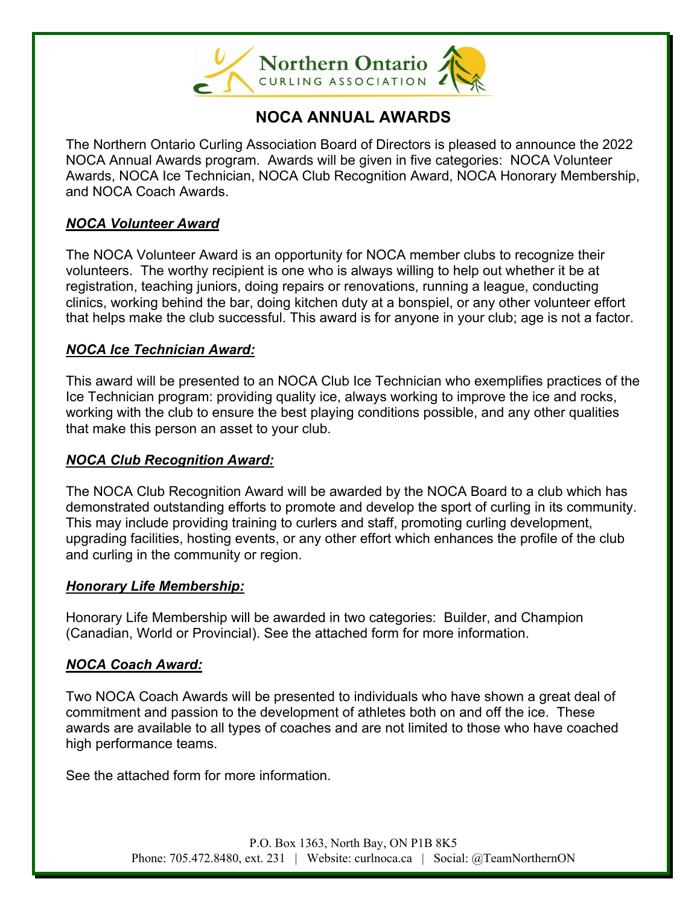Northern Ontario
CURLING ASSOCIATION

# NOCA ANNUAL AWARDS

The Northern Ontario Curling Association Board of Directors is pleased to announce the 2022 NOCA Annual Awards program. Awards will be given in five categories: NOCA Volunteer Awards, NOCA Ice Technician, NOCA Club Recognition Award, NOCA Honorary Membership, and NOCA Coach Awards.

## ***NOCA Volunteer Award***

The NOCA Volunteer Award is an opportunity for NOCA member clubs to recognize their volunteers. The worthy recipient is one who is always willing to help out whether it be at registration, teaching juniors, doing repairs or renovations, running a league, conducting clinics, working behind the bar, doing kitchen duty at a bonspiel, or any other volunteer effort that helps make the club successful. This award is for anyone in your club; age is not a factor.

## ***NOCA Ice Technician Award:***

This award will be presented to an NOCA Club Ice Technician who exemplifies practices of the Ice Technician program: providing quality ice, always working to improve the ice and rocks, working with the club to ensure the best playing conditions possible, and any other qualities that make this person an asset to your club.

## ***NOCA Club Recognition Award:***

The NOCA Club Recognition Award will be awarded by the NOCA Board to a club which has demonstrated outstanding efforts to promote and develop the sport of curling in its community. This may include providing training to curlers and staff, promoting curling development, upgrading facilities, hosting events, or any other effort which enhances the profile of the club and curling in the community or region.

## ***Honorary Life Membership:***

Honorary Life Membership will be awarded in two categories: Builder, and Champion (Canadian, World or Provincial). See the attached form for more information.

## ***NOCA Coach Award:***

Two NOCA Coach Awards will be presented to individuals who have shown a great deal of commitment and passion to the development of athletes both on and off the ice. These awards are available to all types of coaches and are not limited to those who have coached high performance teams.

See the attached form for more information.

P.O. Box 1363, North Bay, ON P1B 8K5
Phone: 705.472.8480, ext. 231 | Website: curlnoca.ca | Social: @TeamNorthernON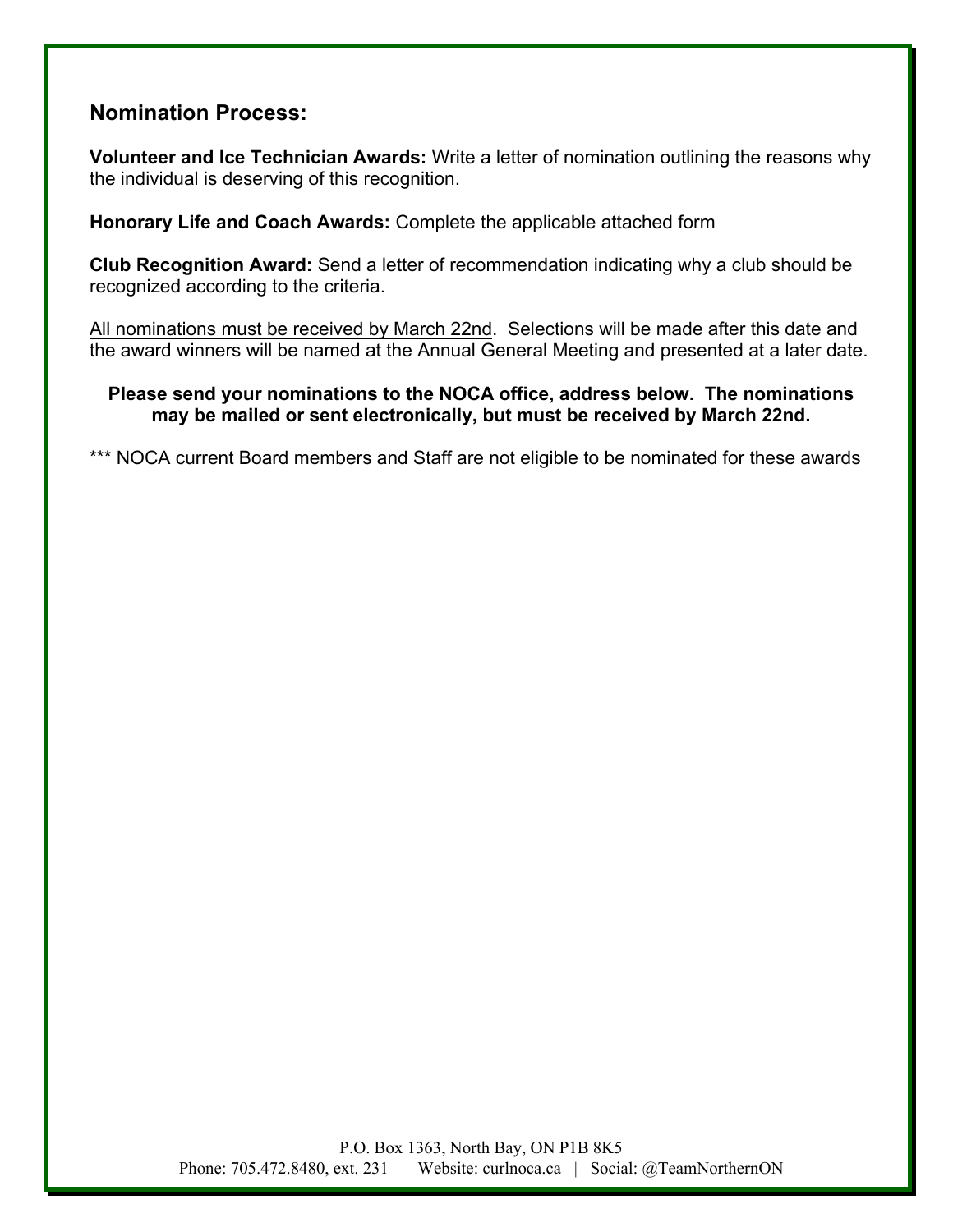## Nomination Process:

**Volunteer and Ice Technician Awards:** Write a letter of nomination outlining the reasons why the individual is deserving of this recognition.

**Honorary Life and Coach Awards:** Complete the applicable attached form

**Club Recognition Award:** Send a letter of recommendation indicating why a club should be recognized according to the criteria.

<u>All nominations must be received by March 22nd</u>. Selections will be made after this date and the award winners will be named at the Annual General Meeting and presented at a later date.

**Please send your nominations to the NOCA office, address below. The nominations may be mailed or sent electronically, but must be received by March 22nd.**

*** NOCA current Board members and Staff are not eligible to be nominated for these awards

P.O. Box 1363, North Bay, ON P1B 8K5
Phone: 705.472.8480, ext. 231 | Website: curlnoca.ca | Social: @TeamNorthernON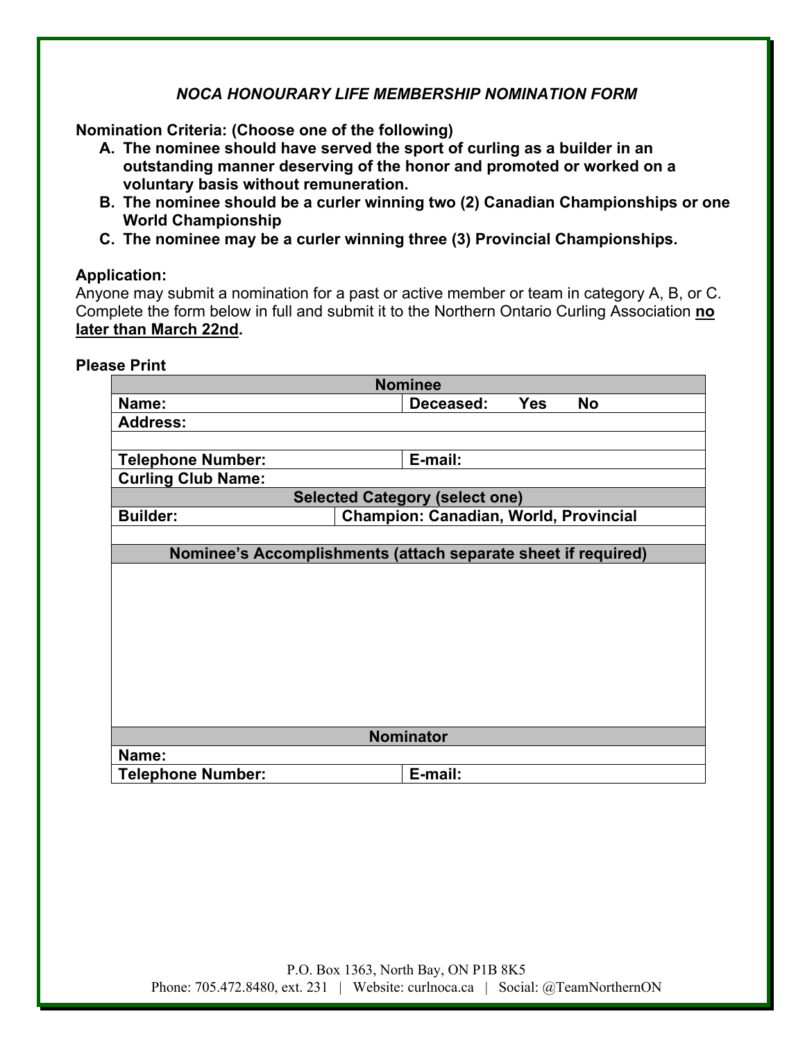### *NOCA HONOURARY LIFE MEMBERSHIP NOMINATION FORM*

**Nomination Criteria: (Choose one of the following)**

A. **The nominee should have served the sport of curling as a builder in an outstanding manner deserving of the honor and promoted or worked on a voluntary basis without remuneration.**
B. **The nominee should be a curler winning two (2) Canadian Championships or one World Championship**
C. **The nominee may be a curler winning three (3) Provincial Championships.**

**Application:**

Anyone may submit a nomination for a past or active member or team in category A, B, or C. Complete the form below in full and submit it to the Northern Ontario Curling Association **no later than March 22nd.**

**Please Print**

| **Nominee** | |
|---|---|
| **Name:** | **Deceased: Yes No** |
| **Address:** | |
| | |
| **Telephone Number:** | **E-mail:** |
| **Curling Club Name:** | |
| **Selected Category (select one)** | |
| **Builder:** | **Champion: Canadian, World, Provincial** |
| | |
| **Nominee's Accomplishments (attach separate sheet if required)** | |
| | |
| **Nominator** | |
| **Name:** | |
| **Telephone Number:** | **E-mail:** |

P.O. Box 1363, North Bay, ON P1B 8K5
Phone: 705.472.8480, ext. 231 | Website: curlnoca.ca | Social: @TeamNorthernON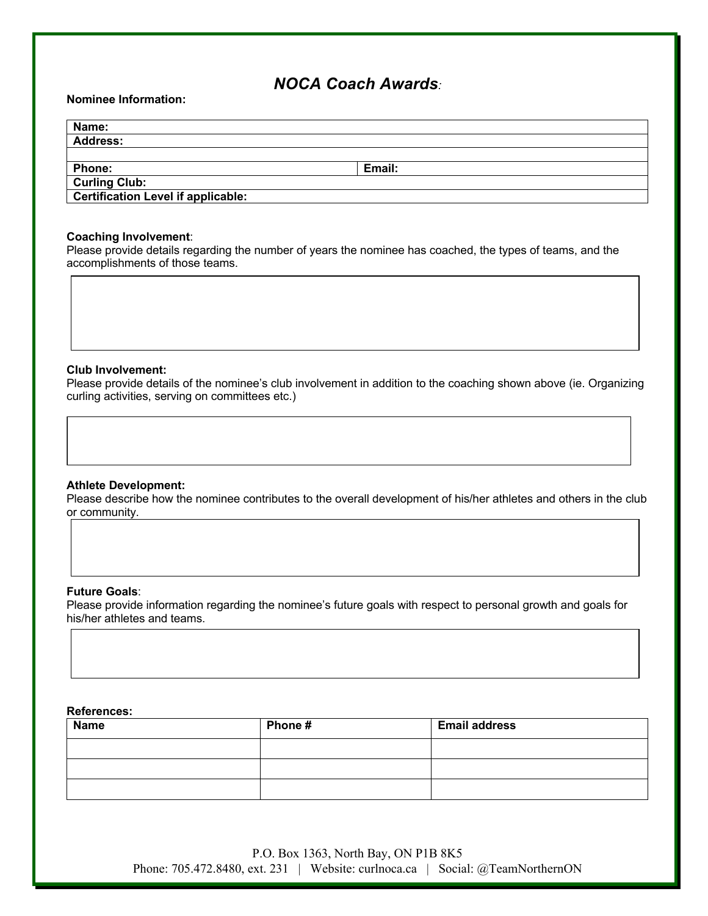# *NOCA Coach Awards*:

**Nominee Information:**

| | |
|---|---|
| **Name:** | |
| **Address:** | |
| | |
| **Phone:** | **Email:** |
| **Curling Club:** | |
| **Certification Level if applicable:** | |

**Coaching Involvement**:
Please provide details regarding the number of years the nominee has coached, the types of teams, and the accomplishments of those teams.

**Club Involvement:**
Please provide details of the nominee's club involvement in addition to the coaching shown above (ie. Organizing curling activities, serving on committees etc.)

**Athlete Development:**
Please describe how the nominee contributes to the overall development of his/her athletes and others in the club or community.

**Future Goals**:
Please provide information regarding the nominee's future goals with respect to personal growth and goals for his/her athletes and teams.

**References:**

| Name | Phone # | Email address |
|---|---|---|
| | | |
| | | |
| | | |

P.O. Box 1363, North Bay, ON P1B 8K5
Phone: 705.472.8480, ext. 231 | Website: curlnoca.ca | Social: @TeamNorthernON